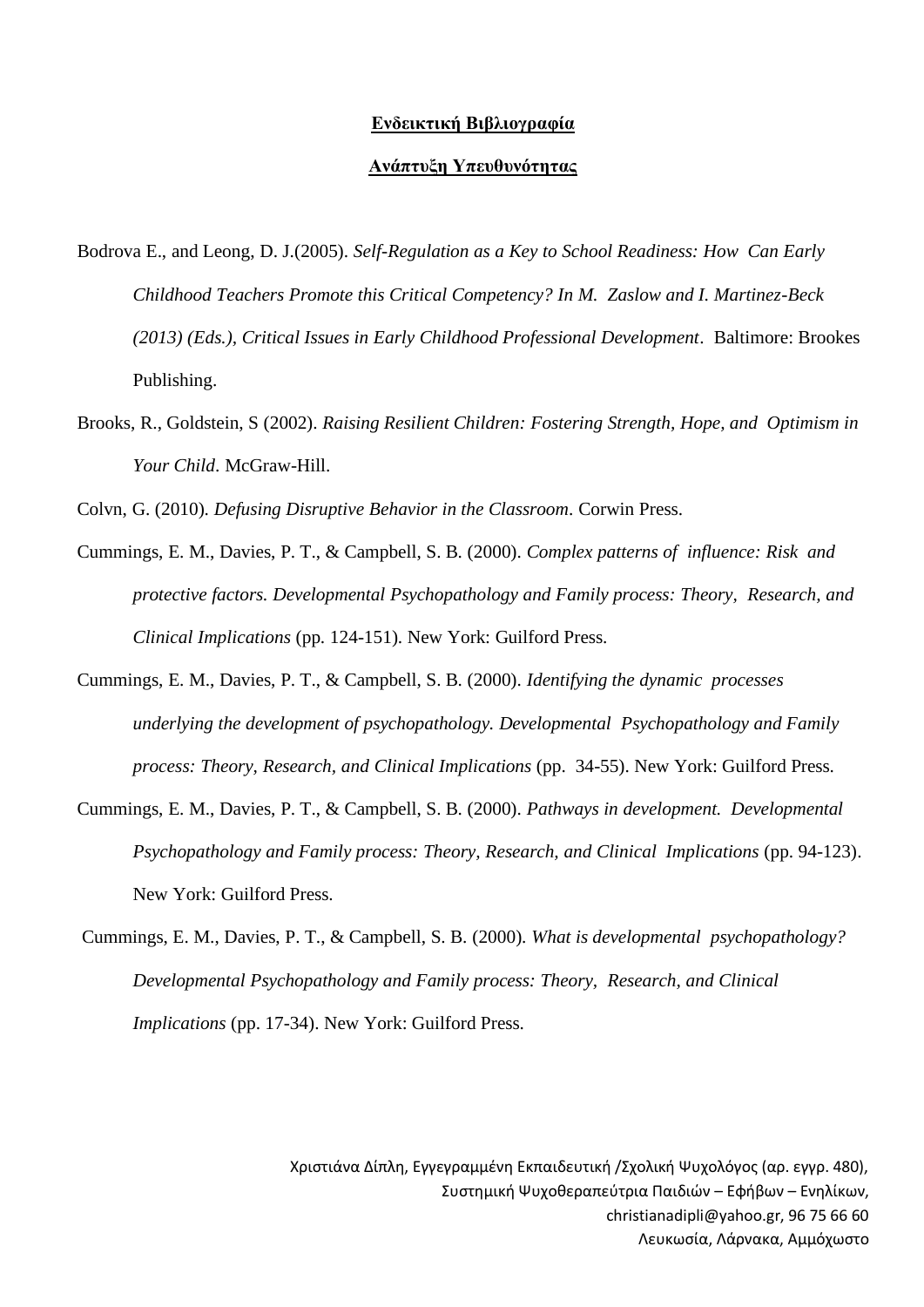**Ενδεικτική Βιβλιογραφία**

**Ανάπτυξη Υπευθυνότητας**

Bodrova E., and Leong, D. J.(2005). *Self-Regulation as a Key to School Readiness: How Can Early Childhood Teachers Promote this Critical Competency? In M. Zaslow and I. Martinez-Beck (2013) (Eds.), Critical Issues in Early Childhood Professional Development*. Baltimore: Brookes Publishing.

Brooks, R., Goldstein, S (2002). *Raising Resilient Children: Fostering Strength, Hope, and Optimism in Your Child*. McGraw-Hill.

Colvn, G. (2010). *Defusing Disruptive Behavior in the Classroom*. Corwin Press.

Cummings, E. M., Davies, P. T., & Campbell, S. B. (2000). *Complex patterns of influence: Risk and protective factors. Developmental Psychopathology and Family process: Theory, Research, and Clinical Implications* (pp. 124-151). New York: Guilford Press.

Cummings, E. M., Davies, P. T., & Campbell, S. B. (2000). *Identifying the dynamic processes underlying the development of psychopathology. Developmental Psychopathology and Family process: Theory, Research, and Clinical Implications* (pp. 34-55). New York: Guilford Press.

Cummings, E. M., Davies, P. T., & Campbell, S. B. (2000). *Pathways in development. Developmental Psychopathology and Family process: Theory, Research, and Clinical Implications* (pp. 94-123). New York: Guilford Press.

Cummings, E. M., Davies, P. T., & Campbell, S. B. (2000). *What is developmental psychopathology? Developmental Psychopathology and Family process: Theory, Research, and Clinical Implications* (pp. 17-34). New York: Guilford Press.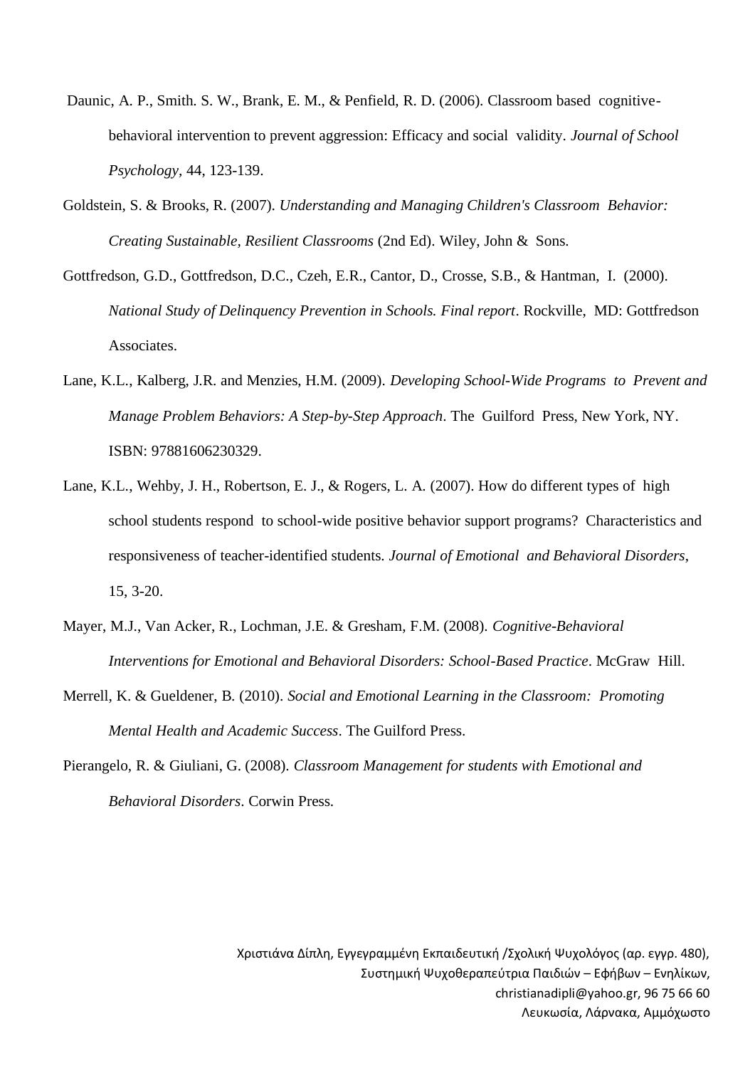Daunic, A. P., Smith. S. W., Brank, E. M., & Penfield, R. D. (2006). Classroom based cognitive-behavioral intervention to prevent aggression: Efficacy and social validity. *Journal of School Psychology*, 44, 123-139.

Goldstein, S. & Brooks, R. (2007). *Understanding and Managing Children's Classroom Behavior: Creating Sustainable, Resilient Classrooms* (2nd Ed). Wiley, John & Sons.

Gottfredson, G.D., Gottfredson, D.C., Czeh, E.R., Cantor, D., Crosse, S.B., & Hantman, I. (2000). *National Study of Delinquency Prevention in Schools. Final report*. Rockville, MD: Gottfredson Associates.

Lane, K.L., Kalberg, J.R. and Menzies, H.M. (2009). *Developing School-Wide Programs to Prevent and Manage Problem Behaviors: A Step-by-Step Approach*. The Guilford Press, New York, NY. ISBN: 97881606230329.

Lane, K.L., Wehby, J. H., Robertson, E. J., & Rogers, L. A. (2007). How do different types of high school students respond to school-wide positive behavior support programs? Characteristics and responsiveness of teacher-identified students. *Journal of Emotional and Behavioral Disorders*, 15, 3-20.

Mayer, M.J., Van Acker, R., Lochman, J.E. & Gresham, F.M. (2008). *Cognitive-Behavioral Interventions for Emotional and Behavioral Disorders: School-Based Practice*. McGraw Hill.

Merrell, K. & Gueldener, B. (2010). *Social and Emotional Learning in the Classroom: Promoting Mental Health and Academic Success*. The Guilford Press.

Pierangelo, R. & Giuliani, G. (2008). *Classroom Management for students with Emotional and Behavioral Disorders*. Corwin Press.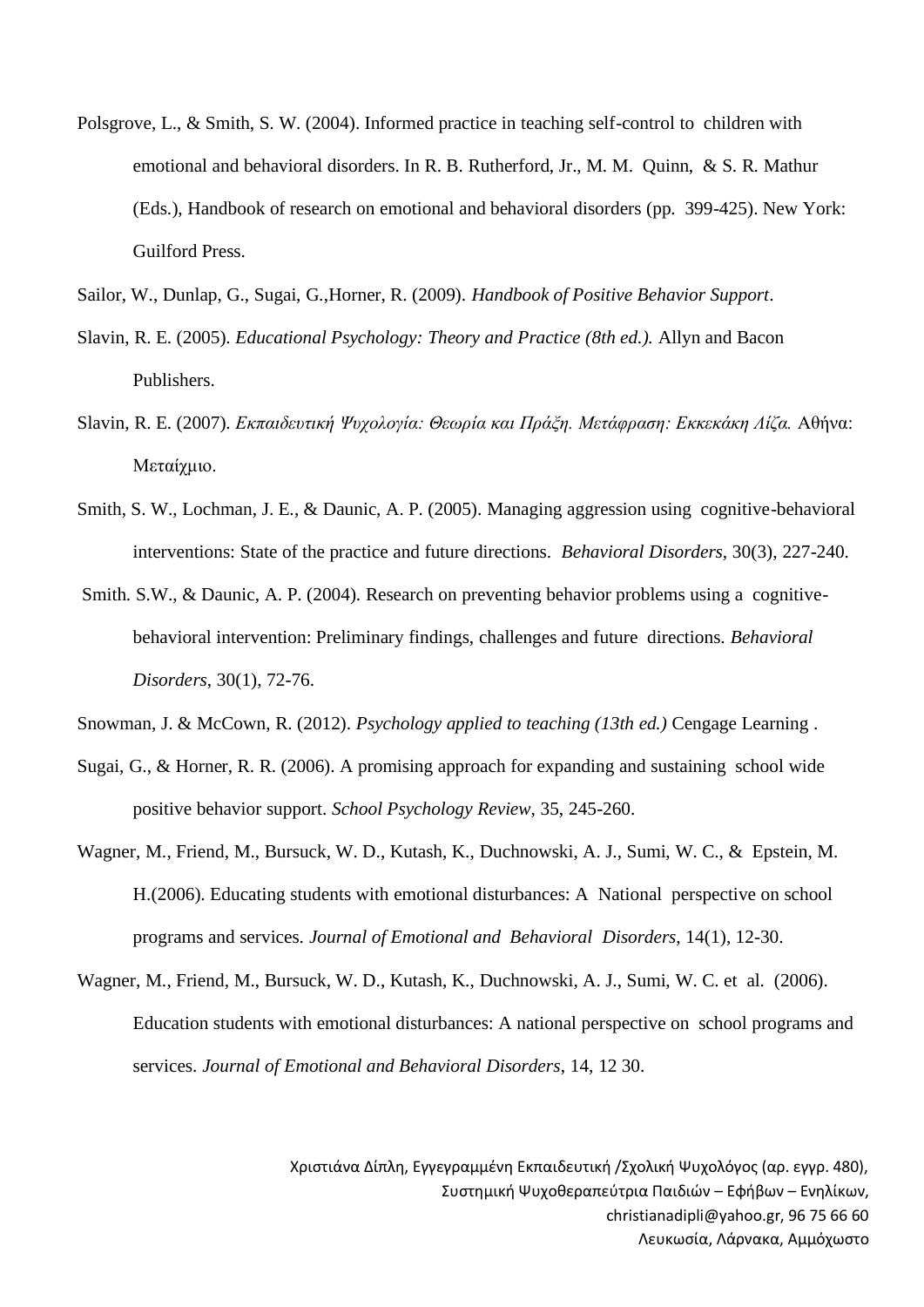Polsgrove, L., & Smith, S. W. (2004). Informed practice in teaching self-control to children with emotional and behavioral disorders. In R. B. Rutherford, Jr., M. M. Quinn, & S. R. Mathur (Eds.), Handbook of research on emotional and behavioral disorders (pp. 399-425). New York: Guilford Press.

Sailor, W., Dunlap, G., Sugai, G.,Horner, R. (2009). *Handbook of Positive Behavior Support*.

Slavin, R. E. (2005). *Educational Psychology: Theory and Practice (8th ed.).* Allyn and Bacon Publishers.

Slavin, R. E. (2007). *Εκπαιδευτική Ψυχολογία: Θεωρία και Πράξη. Μετάφραση: Εκκεκάκη Λίζα.* Αθήνα: Μεταίχμιο.

Smith, S. W., Lochman, J. E., & Daunic, A. P. (2005). Managing aggression using cognitive-behavioral interventions: State of the practice and future directions. *Behavioral Disorders*, 30(3), 227-240.

Smith. S.W., & Daunic, A. P. (2004). Research on preventing behavior problems using a cognitive-behavioral intervention: Preliminary findings, challenges and future directions. *Behavioral Disorders*, 30(1), 72-76.

Snowman, J. & McCown, R. (2012). *Psychology applied to teaching (13th ed.)* Cengage Learning .

Sugai, G., & Horner, R. R. (2006). A promising approach for expanding and sustaining school wide positive behavior support. *School Psychology Review*, 35, 245-260.

Wagner, M., Friend, M., Bursuck, W. D., Kutash, K., Duchnowski, A. J., Sumi, W. C., & Epstein, M. H.(2006). Educating students with emotional disturbances: A National perspective on school programs and services. *Journal of Emotional and Behavioral Disorders*, 14(1), 12-30.

Wagner, M., Friend, M., Bursuck, W. D., Kutash, K., Duchnowski, A. J., Sumi, W. C. et al. (2006). Education students with emotional disturbances: A national perspective on school programs and services. *Journal of Emotional and Behavioral Disorders*, 14, 12 30.